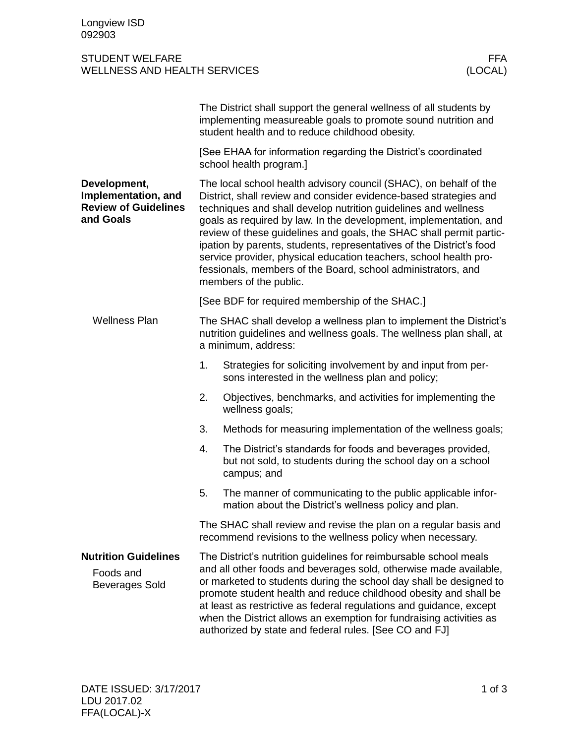Longview ISD
092903

# STUDENT WELFARE — WELLNESS AND HEALTH SERVICES — FFA (LOCAL)

The District shall support the general wellness of all students by implementing measureable goals to promote sound nutrition and student health and to reduce childhood obesity.

[See EHAA for information regarding the District's coordinated school health program.]

## Development, Implementation, and Review of Guidelines and Goals

The local school health advisory council (SHAC), on behalf of the District, shall review and consider evidence-based strategies and techniques and shall develop nutrition guidelines and wellness goals as required by law. In the development, implementation, and review of these guidelines and goals, the SHAC shall permit participation by parents, students, representatives of the District's food service provider, physical education teachers, school health professionals, members of the Board, school administrators, and members of the public.

[See BDF for required membership of the SHAC.]

### Wellness Plan

The SHAC shall develop a wellness plan to implement the District's nutrition guidelines and wellness goals. The wellness plan shall, at a minimum, address:

1. Strategies for soliciting involvement by and input from persons interested in the wellness plan and policy;
2. Objectives, benchmarks, and activities for implementing the wellness goals;
3. Methods for measuring implementation of the wellness goals;
4. The District's standards for foods and beverages provided, but not sold, to students during the school day on a school campus; and
5. The manner of communicating to the public applicable information about the District's wellness policy and plan.

The SHAC shall review and revise the plan on a regular basis and recommend revisions to the wellness policy when necessary.

## Nutrition Guidelines

### Foods and Beverages Sold

The District's nutrition guidelines for reimbursable school meals and all other foods and beverages sold, otherwise made available, or marketed to students during the school day shall be designed to promote student health and reduce childhood obesity and shall be at least as restrictive as federal regulations and guidance, except when the District allows an exemption for fundraising activities as authorized by state and federal rules. [See CO and FJ]

DATE ISSUED: 3/17/2017
LDU 2017.02
FFA(LOCAL)-X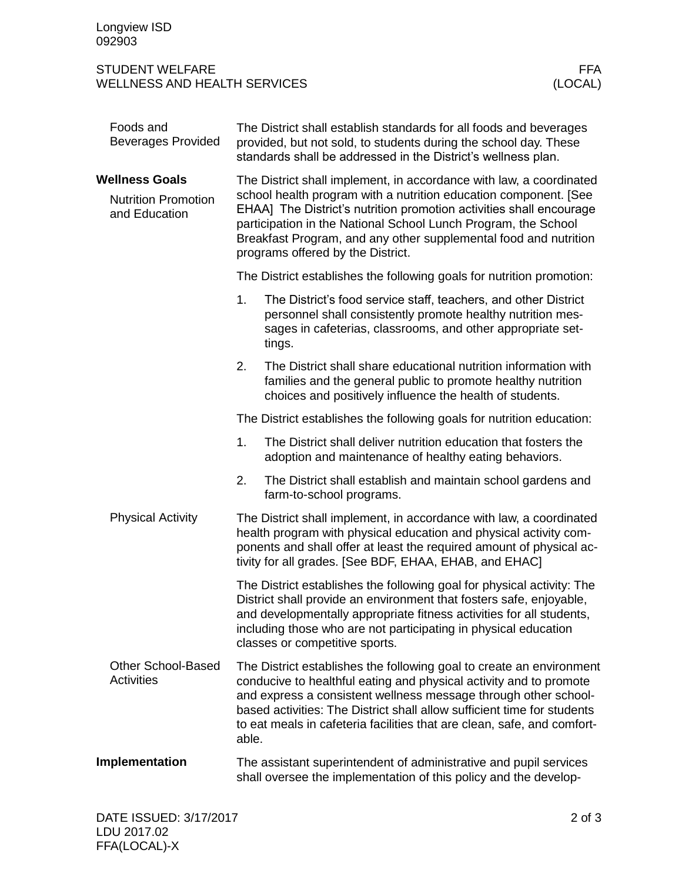### Foods and Beverages Provided

The District shall establish standards for all foods and beverages provided, but not sold, to students during the school day. These standards shall be addressed in the District's wellness plan.

## Wellness Goals

### Nutrition Promotion and Education

The District shall implement, in accordance with law, a coordinated school health program with a nutrition education component. [See EHAA] The District's nutrition promotion activities shall encourage participation in the National School Lunch Program, the School Breakfast Program, and any other supplemental food and nutrition programs offered by the District.

The District establishes the following goals for nutrition promotion:

1. The District's food service staff, teachers, and other District personnel shall consistently promote healthy nutrition messages in cafeterias, classrooms, and other appropriate settings.
2. The District shall share educational nutrition information with families and the general public to promote healthy nutrition choices and positively influence the health of students.

The District establishes the following goals for nutrition education:

1. The District shall deliver nutrition education that fosters the adoption and maintenance of healthy eating behaviors.
2. The District shall establish and maintain school gardens and farm-to-school programs.

### Physical Activity

The District shall implement, in accordance with law, a coordinated health program with physical education and physical activity components and shall offer at least the required amount of physical activity for all grades. [See BDF, EHAA, EHAB, and EHAC]

The District establishes the following goal for physical activity: The District shall provide an environment that fosters safe, enjoyable, and developmentally appropriate fitness activities for all students, including those who are not participating in physical education classes or competitive sports.

### Other School-Based Activities

The District establishes the following goal to create an environment conducive to healthful eating and physical activity and to promote and express a consistent wellness message through other school-based activities: The District shall allow sufficient time for students to eat meals in cafeteria facilities that are clean, safe, and comfortable.

## Implementation

The assistant superintendent of administrative and pupil services shall oversee the implementation of this policy and the develop-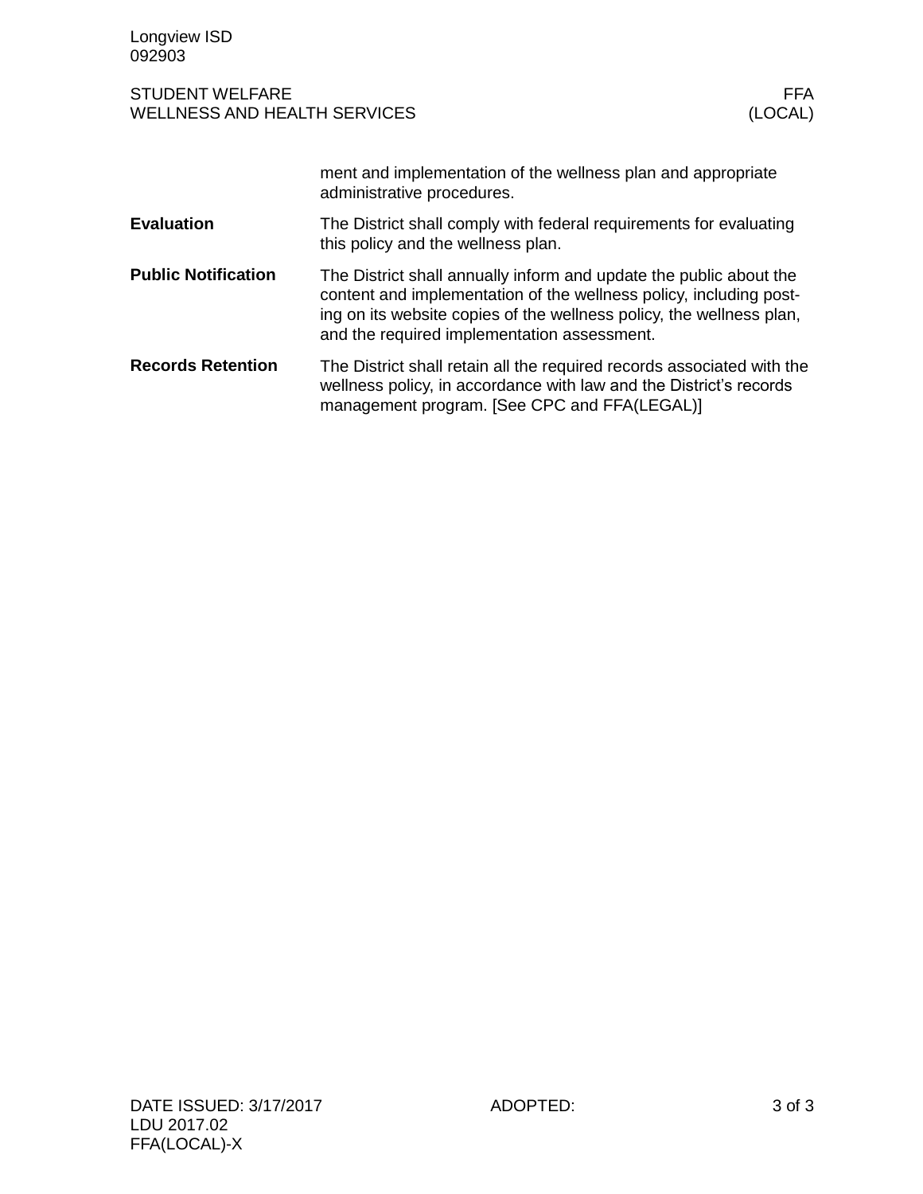ment and implementation of the wellness plan and appropriate administrative procedures.

**Evaluation**

The District shall comply with federal requirements for evaluating this policy and the wellness plan.

**Public Notification**

The District shall annually inform and update the public about the content and implementation of the wellness policy, including posting on its website copies of the wellness policy, the wellness plan, and the required implementation assessment.

**Records Retention**

The District shall retain all the required records associated with the wellness policy, in accordance with law and the District's records management program. [See CPC and FFA(LEGAL)]